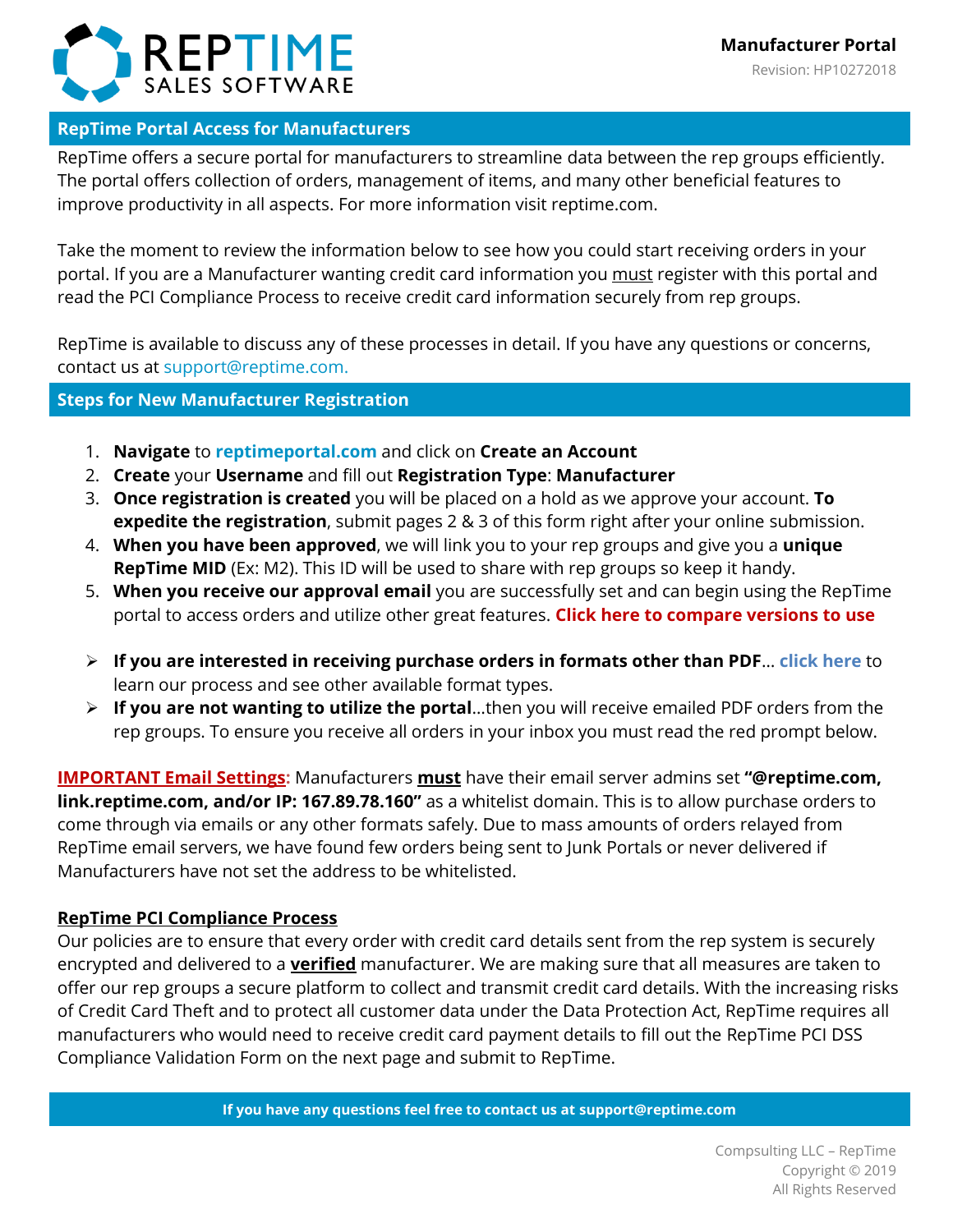# REPTIME SALES SOFTWARE

**Manufacturer Portal**

Revision: HP10272018

## RepTime Portal Access for Manufacturers

RepTime offers a secure portal for manufacturers to streamline data between the rep groups efficiently. The portal offers collection of orders, management of items, and many other beneficial features to improve productivity in all aspects. For more information visit reptime.com.

Take the moment to review the information below to see how you could start receiving orders in your portal. If you are a Manufacturer wanting credit card information you must register with this portal and read the PCI Compliance Process to receive credit card information securely from rep groups.

RepTime is available to discuss any of these processes in detail. If you have any questions or concerns, contact us at support@reptime.com.

## Steps for New Manufacturer Registration

1. **Navigate** to **reptimeportal.com** and click on **Create an Account**
2. **Create** your **Username** and fill out **Registration Type**: **Manufacturer**
3. **Once registration is created** you will be placed on a hold as we approve your account. **To expedite the registration**, submit pages 2 & 3 of this form right after your online submission.
4. **When you have been approved**, we will link you to your rep groups and give you a **unique RepTime MID** (Ex: M2). This ID will be used to share with rep groups so keep it handy.
5. **When you receive our approval email** you are successfully set and can begin using the RepTime portal to access orders and utilize other great features. **Click here to compare versions to use**

- **If you are interested in receiving purchase orders in formats other than PDF**… **click here** to learn our process and see other available format types.
- **If you are not wanting to utilize the portal**…then you will receive emailed PDF orders from the rep groups. To ensure you receive all orders in your inbox you must read the red prompt below.

**IMPORTANT Email Settings:** Manufacturers **must** have their email server admins set **"@reptime.com, link.reptime.com, and/or IP: 167.89.78.160"** as a whitelist domain. This is to allow purchase orders to come through via emails or any other formats safely. Due to mass amounts of orders relayed from RepTime email servers, we have found few orders being sent to Junk Portals or never delivered if Manufacturers have not set the address to be whitelisted.

**RepTime PCI Compliance Process**

Our policies are to ensure that every order with credit card details sent from the rep system is securely encrypted and delivered to a **verified** manufacturer. We are making sure that all measures are taken to offer our rep groups a secure platform to collect and transmit credit card details. With the increasing risks of Credit Card Theft and to protect all customer data under the Data Protection Act, RepTime requires all manufacturers who would need to receive credit card payment details to fill out the RepTime PCI DSS Compliance Validation Form on the next page and submit to RepTime.

**If you have any questions feel free to contact us at support@reptime.com**

Compsulting LLC – RepTime
Copyright © 2019
All Rights Reserved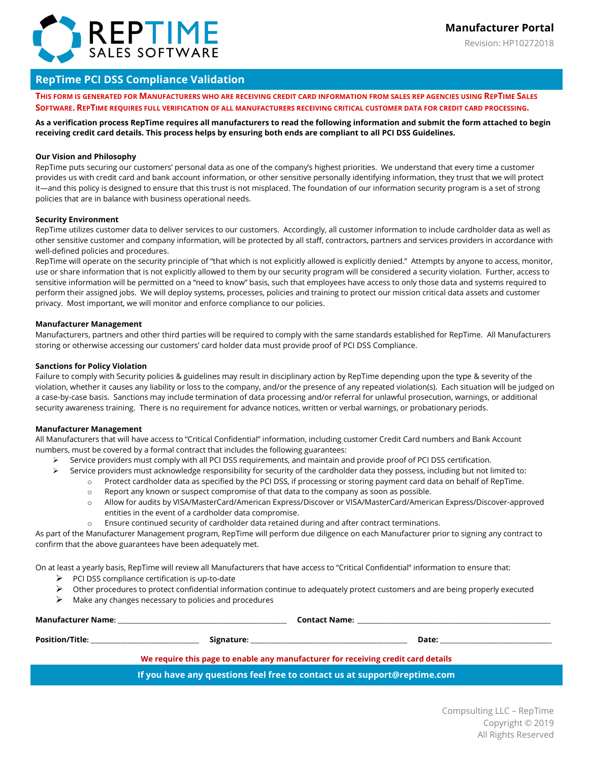**Manufacturer Portal**

Revision: HP10272018

## RepTime PCI DSS Compliance Validation

**THIS FORM IS GENERATED FOR MANUFACTURERS WHO ARE RECEIVING CREDIT CARD INFORMATION FROM SALES REP AGENCIES USING REPTIME SALES SOFTWARE. REPTIME REQUIRES FULL VERIFICATION OF ALL MANUFACTURERS RECEIVING CRITICAL CUSTOMER DATA FOR CREDIT CARD PROCESSING.**

**As a verification process RepTime requires all manufacturers to read the following information and submit the form attached to begin receiving credit card details. This process helps by ensuring both ends are compliant to all PCI DSS Guidelines.**

**Our Vision and Philosophy**

RepTime puts securing our customers' personal data as one of the company's highest priorities. We understand that every time a customer provides us with credit card and bank account information, or other sensitive personally identifying information, they trust that we will protect it—and this policy is designed to ensure that this trust is not misplaced. The foundation of our information security program is a set of strong policies that are in balance with business operational needs.

**Security Environment**

RepTime utilizes customer data to deliver services to our customers. Accordingly, all customer information to include cardholder data as well as other sensitive customer and company information, will be protected by all staff, contractors, partners and services providers in accordance with well-defined policies and procedures.

RepTime will operate on the security principle of "that which is not explicitly allowed is explicitly denied." Attempts by anyone to access, monitor, use or share information that is not explicitly allowed to them by our security program will be considered a security violation. Further, access to sensitive information will be permitted on a "need to know" basis, such that employees have access to only those data and systems required to perform their assigned jobs. We will deploy systems, processes, policies and training to protect our mission critical data assets and customer privacy. Most important, we will monitor and enforce compliance to our policies.

**Manufacturer Management**

Manufacturers, partners and other third parties will be required to comply with the same standards established for RepTime. All Manufacturers storing or otherwise accessing our customers' card holder data must provide proof of PCI DSS Compliance.

**Sanctions for Policy Violation**

Failure to comply with Security policies & guidelines may result in disciplinary action by RepTime depending upon the type & severity of the violation, whether it causes any liability or loss to the company, and/or the presence of any repeated violation(s). Each situation will be judged on a case-by-case basis. Sanctions may include termination of data processing and/or referral for unlawful prosecution, warnings, or additional security awareness training. There is no requirement for advance notices, written or verbal warnings, or probationary periods.

**Manufacturer Management**

All Manufacturers that will have access to "Critical Confidential" information, including customer Credit Card numbers and Bank Account numbers, must be covered by a formal contract that includes the following guarantees:

- Service providers must comply with all PCI DSS requirements, and maintain and provide proof of PCI DSS certification.
- Service providers must acknowledge responsibility for security of the cardholder data they possess, including but not limited to:
  - Protect cardholder data as specified by the PCI DSS, if processing or storing payment card data on behalf of RepTime.
  - Report any known or suspect compromise of that data to the company as soon as possible.
  - Allow for audits by VISA/MasterCard/American Express/Discover or VISA/MasterCard/American Express/Discover-approved entities in the event of a cardholder data compromise.
  - Ensure continued security of cardholder data retained during and after contract terminations.

As part of the Manufacturer Management program, RepTime will perform due diligence on each Manufacturer prior to signing any contract to confirm that the above guarantees have been adequately met.

On at least a yearly basis, RepTime will review all Manufacturers that have access to "Critical Confidential" information to ensure that:

- PCI DSS compliance certification is up-to-date
- Other procedures to protect confidential information continue to adequately protect customers and are being properly executed
- Make any changes necessary to policies and procedures

**Manufacturer Name:** ______________________ **Contact Name:** ______________________

**Position/Title:** ______________ **Signature:** ______________________ **Date:** ______________

**We require this page to enable any manufacturer for receiving credit card details**

**If you have any questions feel free to contact us at support@reptime.com**

Compsulting LLC – RepTime
Copyright © 2019
All Rights Reserved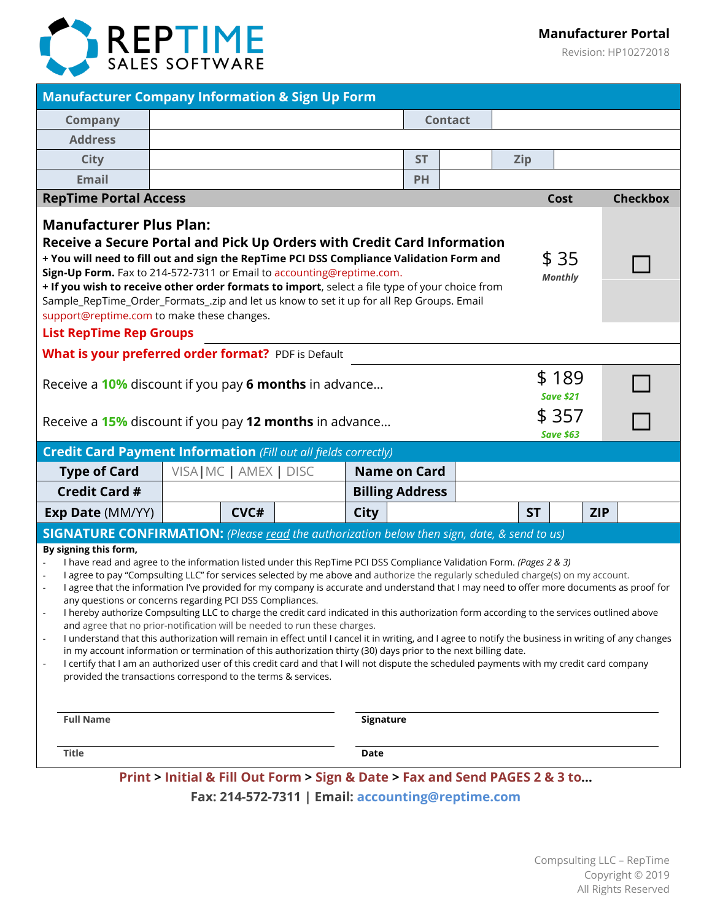REPTIME SALES SOFTWARE

**Manufacturer Portal**

Revision: HP10272018

## Manufacturer Company Information & Sign Up Form

| | | | | | |
|---|---|---|---|---|---|
| **Company** | | **Contact** | | | |
| **Address** | | | | | |
| **City** | | **ST** | | **Zip** | |
| **Email** | | **PH** | | | |

| RepTime Portal Access | Cost | Checkbox |
|---|---|---|
| **Manufacturer Plus Plan:**<br>**Receive a Secure Portal and Pick Up Orders with Credit Card Information**<br>**+ You will need to fill out and sign the RepTime PCI DSS Compliance Validation Form and Sign-Up Form.** Fax to 214-572-7311 or Email to accounting@reptime.com.<br>**+ If you wish to receive other order formats to import**, select a file type of your choice from Sample_RepTime_Order_Formats_.zip and let us know to set it up for all Rep Groups. Email support@reptime.com to make these changes. | $ 35 *Monthly* | ☐ |
| **List RepTime Rep Groups** | | |
| **What is your preferred order format?** PDF is Default | | |
| Receive a **10%** discount if you pay **6 months** in advance… | $ 189 *Save $21* | ☐ |
| Receive a **15%** discount if you pay **12 months** in advance… | $ 357 *Save $63* | ☐ |

## Credit Card Payment Information *(Fill out all fields correctly)*

| | | | | | | | |
|---|---|---|---|---|---|---|---|
| **Type of Card** | VISA \| MC \| AMEX \| DISC | | **Name on Card** | | | | |
| **Credit Card #** | | | **Billing Address** | | | | |
| **Exp Date** (MM/YY) | | **CVC#** | **City** | | **ST** | **ZIP** | |

## SIGNATURE CONFIRMATION: *(Please read the authorization below then sign, date, & send to us)*

**By signing this form,**

- I have read and agree to the information listed under this RepTime PCI DSS Compliance Validation Form. *(Pages 2 & 3)*
- I agree to pay "Compsulting LLC" for services selected by me above and authorize the regularly scheduled charge(s) on my account.
- I agree that the information I've provided for my company is accurate and understand that I may need to offer more documents as proof for any questions or concerns regarding PCI DSS Compliances.
- I hereby authorize Compsulting LLC to charge the credit card indicated in this authorization form according to the services outlined above and agree that no prior-notification will be needed to run these charges.
- I understand that this authorization will remain in effect until I cancel it in writing, and I agree to notify the business in writing of any changes in my account information or termination of this authorization thirty (30) days prior to the next billing date.
- I certify that I am an authorized user of this credit card and that I will not dispute the scheduled payments with my credit card company provided the transactions correspond to the terms & services.

**Full Name** ______________________ **Signature** ______________________

**Title** ______________________ **Date** ______________________

**Print > Initial & Fill Out Form > Sign & Date > Fax and Send PAGES 2 & 3 to…**

**Fax: 214-572-7311 | Email: accounting@reptime.com**

Compsulting LLC – RepTime
Copyright © 2019
All Rights Reserved